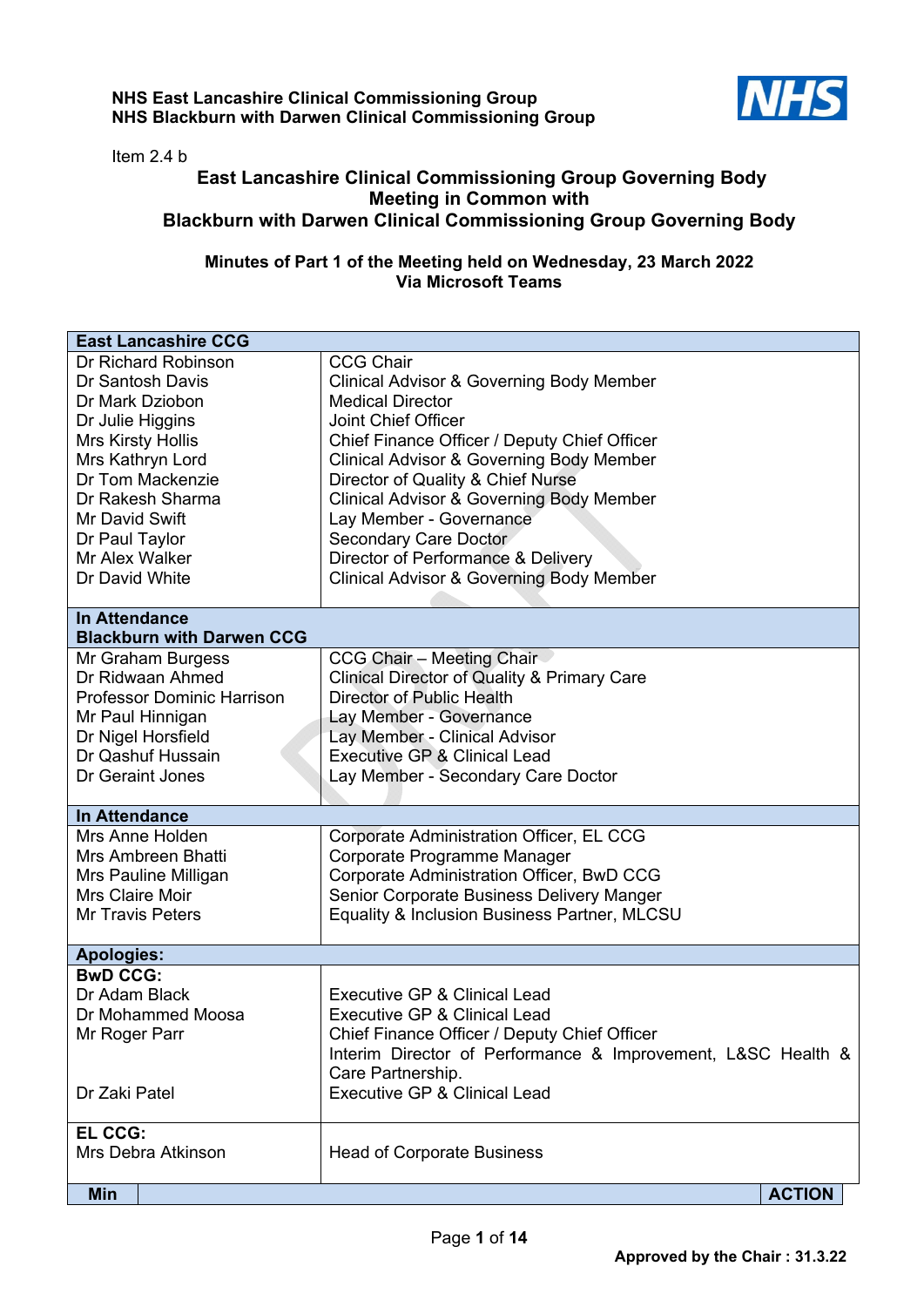**NHS East Lancashire Clinical Commissioning Group**
**NHS Blackburn with Darwen Clinical Commissioning Group**

Item 2.4 b

## East Lancashire Clinical Commissioning Group Governing Body Meeting in Common with Blackburn with Darwen Clinical Commissioning Group Governing Body

### Minutes of Part 1 of the Meeting held on Wednesday, 23 March 2022 Via Microsoft Teams

| **East Lancashire CCG** | |
|---|---|
| Dr Richard Robinson | CCG Chair |
| Dr Santosh Davis | Clinical Advisor & Governing Body Member |
| Dr Mark Dziobon | Medical Director |
| Dr Julie Higgins | Joint Chief Officer |
| Mrs Kirsty Hollis | Chief Finance Officer / Deputy Chief Officer |
| Mrs Kathryn Lord | Clinical Advisor & Governing Body Member |
| Dr Tom Mackenzie | Director of Quality & Chief Nurse |
| Dr Rakesh Sharma | Clinical Advisor & Governing Body Member |
| Mr David Swift | Lay Member - Governance |
| Dr Paul Taylor | Secondary Care Doctor |
| Mr Alex Walker | Director of Performance & Delivery |
| Dr David White | Clinical Advisor & Governing Body Member |
| **In Attendance** **Blackburn with Darwen CCG** | |
| Mr Graham Burgess | CCG Chair – Meeting Chair |
| Dr Ridwaan Ahmed | Clinical Director of Quality & Primary Care |
| Professor Dominic Harrison | Director of Public Health |
| Mr Paul Hinnigan | Lay Member - Governance |
| Dr Nigel Horsfield | Lay Member - Clinical Advisor |
| Dr Qashuf Hussain | Executive GP & Clinical Lead |
| Dr Geraint Jones | Lay Member - Secondary Care Doctor |
| **In Attendance** | |
| Mrs Anne Holden | Corporate Administration Officer, EL CCG |
| Mrs Ambreen Bhatti | Corporate Programme Manager |
| Mrs Pauline Milligan | Corporate Administration Officer, BwD CCG |
| Mrs Claire Moir | Senior Corporate Business Delivery Manger |
| Mr Travis Peters | Equality & Inclusion Business Partner, MLCSU |
| **Apologies:** | |
| **BwD CCG:** | |
| Dr Adam Black | Executive GP & Clinical Lead |
| Dr Mohammed Moosa | Executive GP & Clinical Lead |
| Mr Roger Parr | Chief Finance Officer / Deputy Chief Officer |
| | Interim Director of Performance & Improvement, L&SC Health & Care Partnership. |
| Dr Zaki Patel | Executive GP & Clinical Lead |
| **EL CCG:** | |
| Mrs Debra Atkinson | Head of Corporate Business |

| **Min** | | **ACTION** |
|---|---|---|

**Approved by the Chair : 31.3.22**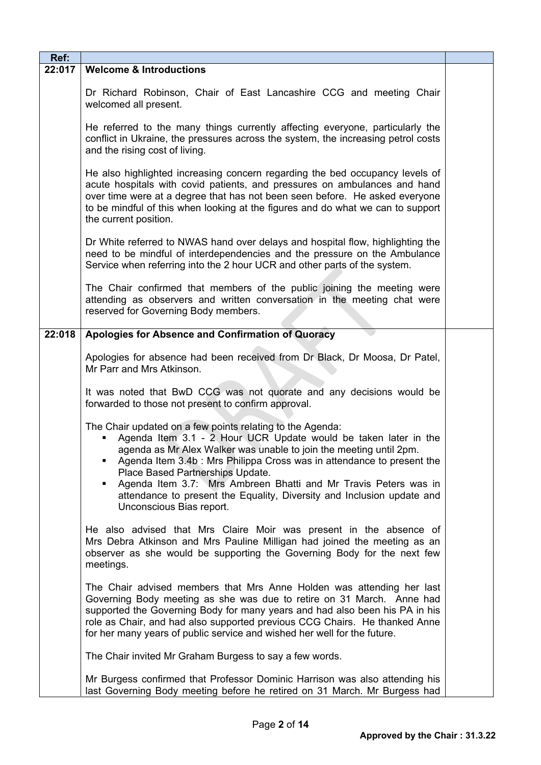| Ref: | | |
|---|---|---|
| 22:017 | **Welcome & Introductions**<br><br>Dr Richard Robinson, Chair of East Lancashire CCG and meeting Chair welcomed all present.<br><br>He referred to the many things currently affecting everyone, particularly the conflict in Ukraine, the pressures across the system, the increasing petrol costs and the rising cost of living.<br><br>He also highlighted increasing concern regarding the bed occupancy levels of acute hospitals with covid patients, and pressures on ambulances and hand over time were at a degree that has not been seen before. He asked everyone to be mindful of this when looking at the figures and do what we can to support the current position.<br><br>Dr White referred to NWAS hand over delays and hospital flow, highlighting the need to be mindful of interdependencies and the pressure on the Ambulance Service when referring into the 2 hour UCR and other parts of the system.<br><br>The Chair confirmed that members of the public joining the meeting were attending as observers and written conversation in the meeting chat were reserved for Governing Body members. | |
| 22:018 | **Apologies for Absence and Confirmation of Quoracy**<br><br>Apologies for absence had been received from Dr Black, Dr Moosa, Dr Patel, Mr Parr and Mrs Atkinson.<br><br>It was noted that BwD CCG was not quorate and any decisions would be forwarded to those not present to confirm approval.<br><br>The Chair updated on a few points relating to the Agenda:<br>▪ Agenda Item 3.1 - 2 Hour UCR Update would be taken later in the agenda as Mr Alex Walker was unable to join the meeting until 2pm.<br>▪ Agenda Item 3.4b : Mrs Philippa Cross was in attendance to present the Place Based Partnerships Update.<br>▪ Agenda Item 3.7: Mrs Ambreen Bhatti and Mr Travis Peters was in attendance to present the Equality, Diversity and Inclusion update and Unconscious Bias report.<br><br>He also advised that Mrs Claire Moir was present in the absence of Mrs Debra Atkinson and Mrs Pauline Milligan had joined the meeting as an observer as she would be supporting the Governing Body for the next few meetings.<br><br>The Chair advised members that Mrs Anne Holden was attending her last Governing Body meeting as she was due to retire on 31 March. Anne had supported the Governing Body for many years and had also been his PA in his role as Chair, and had also supported previous CCG Chairs. He thanked Anne for her many years of public service and wished her well for the future.<br><br>The Chair invited Mr Graham Burgess to say a few words.<br><br>Mr Burgess confirmed that Professor Dominic Harrison was also attending his last Governing Body meeting before he retired on 31 March. Mr Burgess had | |

**Approved by the Chair : 31.3.22**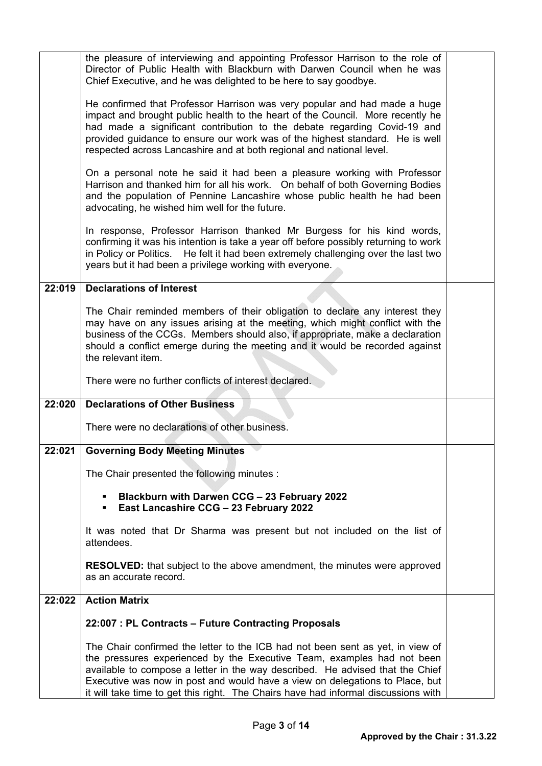| | | |
|---|---|---|
| | the pleasure of interviewing and appointing Professor Harrison to the role of Director of Public Health with Blackburn with Darwen Council when he was Chief Executive, and he was delighted to be here to say goodbye.<br><br>He confirmed that Professor Harrison was very popular and had made a huge impact and brought public health to the heart of the Council. More recently he had made a significant contribution to the debate regarding Covid-19 and provided guidance to ensure our work was of the highest standard. He is well respected across Lancashire and at both regional and national level.<br><br>On a personal note he said it had been a pleasure working with Professor Harrison and thanked him for all his work. On behalf of both Governing Bodies and the population of Pennine Lancashire whose public health he had been advocating, he wished him well for the future.<br><br>In response, Professor Harrison thanked Mr Burgess for his kind words, confirming it was his intention is take a year off before possibly returning to work in Policy or Politics. He felt it had been extremely challenging over the last two years but it had been a privilege working with everyone. | |
| **22:019** | **Declarations of Interest**<br><br>The Chair reminded members of their obligation to declare any interest they may have on any issues arising at the meeting, which might conflict with the business of the CCGs. Members should also, if appropriate, make a declaration should a conflict emerge during the meeting and it would be recorded against the relevant item.<br><br>There were no further conflicts of interest declared. | |
| **22:020** | **Declarations of Other Business**<br><br>There were no declarations of other business. | |
| **22:021** | **Governing Body Meeting Minutes**<br><br>The Chair presented the following minutes :<br><br>▪ **Blackburn with Darwen CCG – 23 February 2022**<br>▪ **East Lancashire CCG – 23 February 2022**<br><br>It was noted that Dr Sharma was present but not included on the list of attendees.<br><br>**RESOLVED:** that subject to the above amendment, the minutes were approved as an accurate record. | |
| **22:022** | **Action Matrix**<br><br>**22:007 : PL Contracts – Future Contracting Proposals**<br><br>The Chair confirmed the letter to the ICB had not been sent as yet, in view of the pressures experienced by the Executive Team, examples had not been available to compose a letter in the way described. He advised that the Chief Executive was now in post and would have a view on delegations to Place, but it will take time to get this right. The Chairs have had informal discussions with | |

**Approved by the Chair : 31.3.22**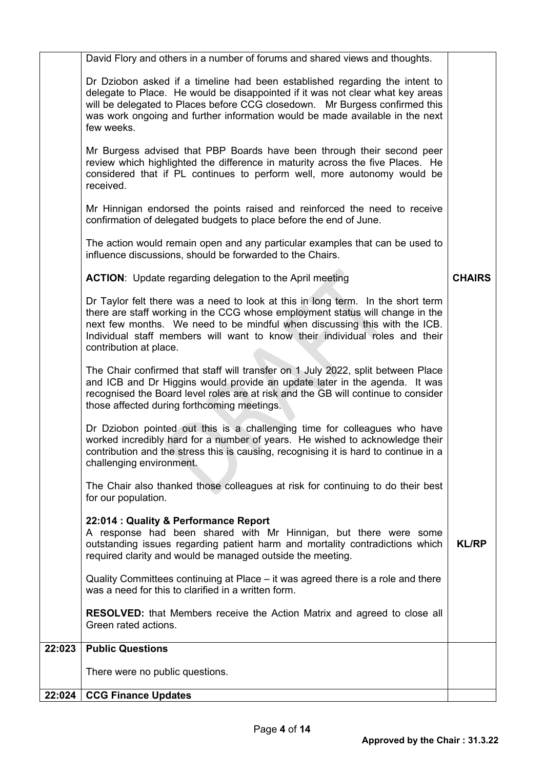| | | |
|---|---|---|
| | David Flory and others in a number of forums and shared views and thoughts.<br><br>Dr Dziobon asked if a timeline had been established regarding the intent to delegate to Place. He would be disappointed if it was not clear what key areas will be delegated to Places before CCG closedown. Mr Burgess confirmed this was work ongoing and further information would be made available in the next few weeks.<br><br>Mr Burgess advised that PBP Boards have been through their second peer review which highlighted the difference in maturity across the five Places. He considered that if PL continues to perform well, more autonomy would be received.<br><br>Mr Hinnigan endorsed the points raised and reinforced the need to receive confirmation of delegated budgets to place before the end of June.<br><br>The action would remain open and any particular examples that can be used to influence discussions, should be forwarded to the Chairs.<br><br>**ACTION**: Update regarding delegation to the April meeting<br><br>Dr Taylor felt there was a need to look at this in long term. In the short term there are staff working in the CCG whose employment status will change in the next few months. We need to be mindful when discussing this with the ICB. Individual staff members will want to know their individual roles and their contribution at place.<br><br>The Chair confirmed that staff will transfer on 1 July 2022, split between Place and ICB and Dr Higgins would provide an update later in the agenda. It was recognised the Board level roles are at risk and the GB will continue to consider those affected during forthcoming meetings.<br><br>Dr Dziobon pointed out this is a challenging time for colleagues who have worked incredibly hard for a number of years. He wished to acknowledge their contribution and the stress this is causing, recognising it is hard to continue in a challenging environment.<br><br>The Chair also thanked those colleagues at risk for continuing to do their best for our population.<br><br>**22:014 : Quality & Performance Report**<br>A response had been shared with Mr Hinnigan, but there were some outstanding issues regarding patient harm and mortality contradictions which required clarity and would be managed outside the meeting.<br><br>Quality Committees continuing at Place – it was agreed there is a role and there was a need for this to clarified in a written form.<br><br>**RESOLVED:** that Members receive the Action Matrix and agreed to close all Green rated actions. | <br><br><br><br><br><br><br><br><br><br><br><br><br><br><br><br>**CHAIRS**<br><br><br><br><br><br><br><br><br><br><br><br><br><br><br><br><br><br><br><br><br><br><br><br>**KL/RP** |
| **22:023** | **Public Questions**<br><br>There were no public questions. | |
| **22:024** | **CCG Finance Updates** | |

**Approved by the Chair : 31.3.22**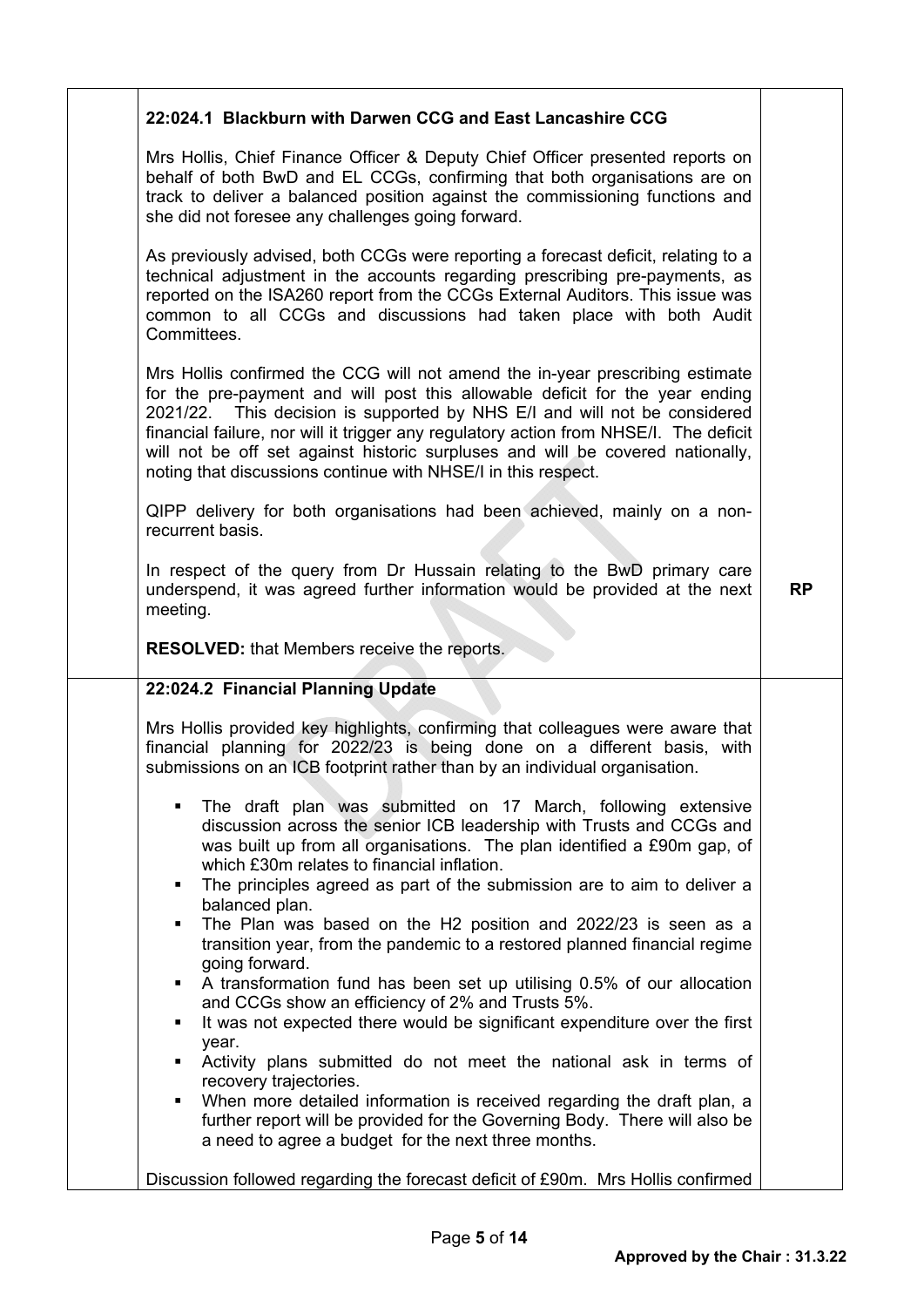### 22:024.1 Blackburn with Darwen CCG and East Lancashire CCG

Mrs Hollis, Chief Finance Officer & Deputy Chief Officer presented reports on behalf of both BwD and EL CCGs, confirming that both organisations are on track to deliver a balanced position against the commissioning functions and she did not foresee any challenges going forward.

As previously advised, both CCGs were reporting a forecast deficit, relating to a technical adjustment in the accounts regarding prescribing pre-payments, as reported on the ISA260 report from the CCGs External Auditors. This issue was common to all CCGs and discussions had taken place with both Audit Committees.

Mrs Hollis confirmed the CCG will not amend the in-year prescribing estimate for the pre-payment and will post this allowable deficit for the year ending 2021/22. This decision is supported by NHS E/I and will not be considered financial failure, nor will it trigger any regulatory action from NHSE/I. The deficit will not be off set against historic surpluses and will be covered nationally, noting that discussions continue with NHSE/I in this respect.

QIPP delivery for both organisations had been achieved, mainly on a non-recurrent basis.

In respect of the query from Dr Hussain relating to the BwD primary care underspend, it was agreed further information would be provided at the next meeting. **RP**

**RESOLVED:** that Members receive the reports.

### 22:024.2 Financial Planning Update

Mrs Hollis provided key highlights, confirming that colleagues were aware that financial planning for 2022/23 is being done on a different basis, with submissions on an ICB footprint rather than by an individual organisation.

- The draft plan was submitted on 17 March, following extensive discussion across the senior ICB leadership with Trusts and CCGs and was built up from all organisations. The plan identified a £90m gap, of which £30m relates to financial inflation.
- The principles agreed as part of the submission are to aim to deliver a balanced plan.
- The Plan was based on the H2 position and 2022/23 is seen as a transition year, from the pandemic to a restored planned financial regime going forward.
- A transformation fund has been set up utilising 0.5% of our allocation and CCGs show an efficiency of 2% and Trusts 5%.
- It was not expected there would be significant expenditure over the first year.
- Activity plans submitted do not meet the national ask in terms of recovery trajectories.
- When more detailed information is received regarding the draft plan, a further report will be provided for the Governing Body. There will also be a need to agree a budget for the next three months.

Discussion followed regarding the forecast deficit of £90m. Mrs Hollis confirmed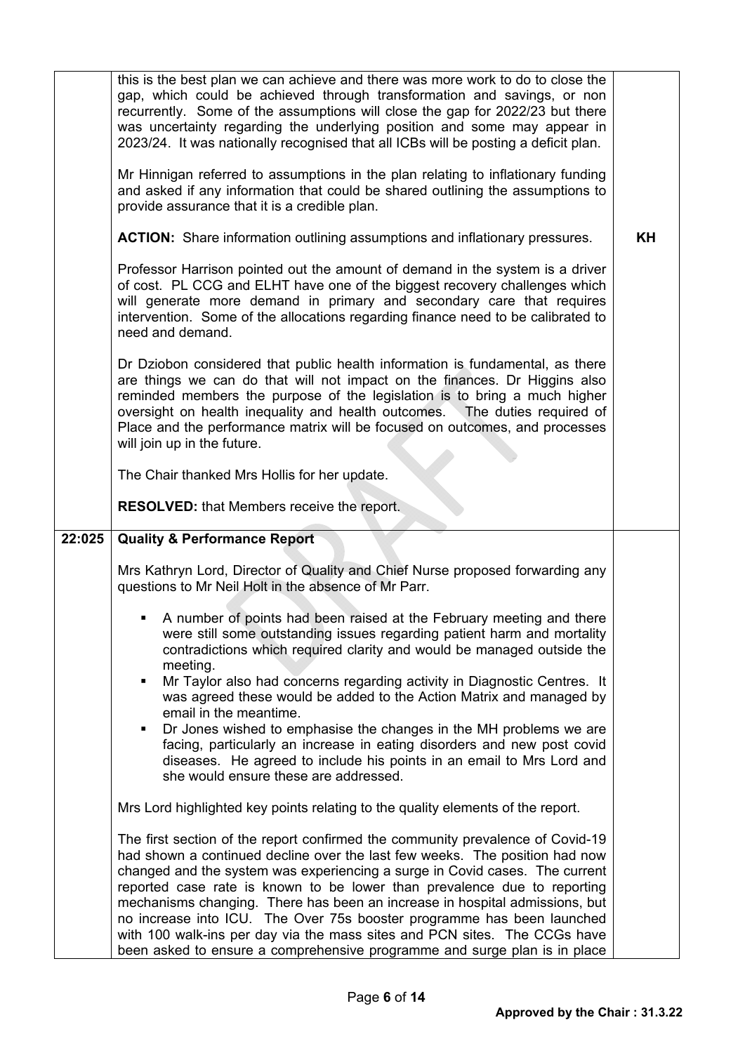| | | |
|---|---|---|
| | this is the best plan we can achieve and there was more work to do to close the gap, which could be achieved through transformation and savings, or non recurrently. Some of the assumptions will close the gap for 2022/23 but there was uncertainty regarding the underlying position and some may appear in 2023/24. It was nationally recognised that all ICBs will be posting a deficit plan.<br><br>Mr Hinnigan referred to assumptions in the plan relating to inflationary funding and asked if any information that could be shared outlining the assumptions to provide assurance that it is a credible plan.<br><br>**ACTION:** Share information outlining assumptions and inflationary pressures.<br><br>Professor Harrison pointed out the amount of demand in the system is a driver of cost. PL CCG and ELHT have one of the biggest recovery challenges which will generate more demand in primary and secondary care that requires intervention. Some of the allocations regarding finance need to be calibrated to need and demand.<br><br>Dr Dziobon considered that public health information is fundamental, as there are things we can do that will not impact on the finances. Dr Higgins also reminded members the purpose of the legislation is to bring a much higher oversight on health inequality and health outcomes. The duties required of Place and the performance matrix will be focused on outcomes, and processes will join up in the future.<br><br>The Chair thanked Mrs Hollis for her update.<br><br>**RESOLVED:** that Members receive the report. | <br><br><br><br><br><br><br><br>**KH** |
| **22:025** | **Quality & Performance Report**<br><br>Mrs Kathryn Lord, Director of Quality and Chief Nurse proposed forwarding any questions to Mr Neil Holt in the absence of Mr Parr.<br><br>▪ A number of points had been raised at the February meeting and there were still some outstanding issues regarding patient harm and mortality contradictions which required clarity and would be managed outside the meeting.<br>▪ Mr Taylor also had concerns regarding activity in Diagnostic Centres. It was agreed these would be added to the Action Matrix and managed by email in the meantime.<br>▪ Dr Jones wished to emphasise the changes in the MH problems we are facing, particularly an increase in eating disorders and new post covid diseases. He agreed to include his points in an email to Mrs Lord and she would ensure these are addressed.<br><br>Mrs Lord highlighted key points relating to the quality elements of the report.<br><br>The first section of the report confirmed the community prevalence of Covid-19 had shown a continued decline over the last few weeks. The position had now changed and the system was experiencing a surge in Covid cases. The current reported case rate is known to be lower than prevalence due to reporting mechanisms changing. There has been an increase in hospital admissions, but no increase into ICU. The Over 75s booster programme has been launched with 100 walk-ins per day via the mass sites and PCN sites. The CCGs have been asked to ensure a comprehensive programme and surge plan is in place | |

**Approved by the Chair : 31.3.22**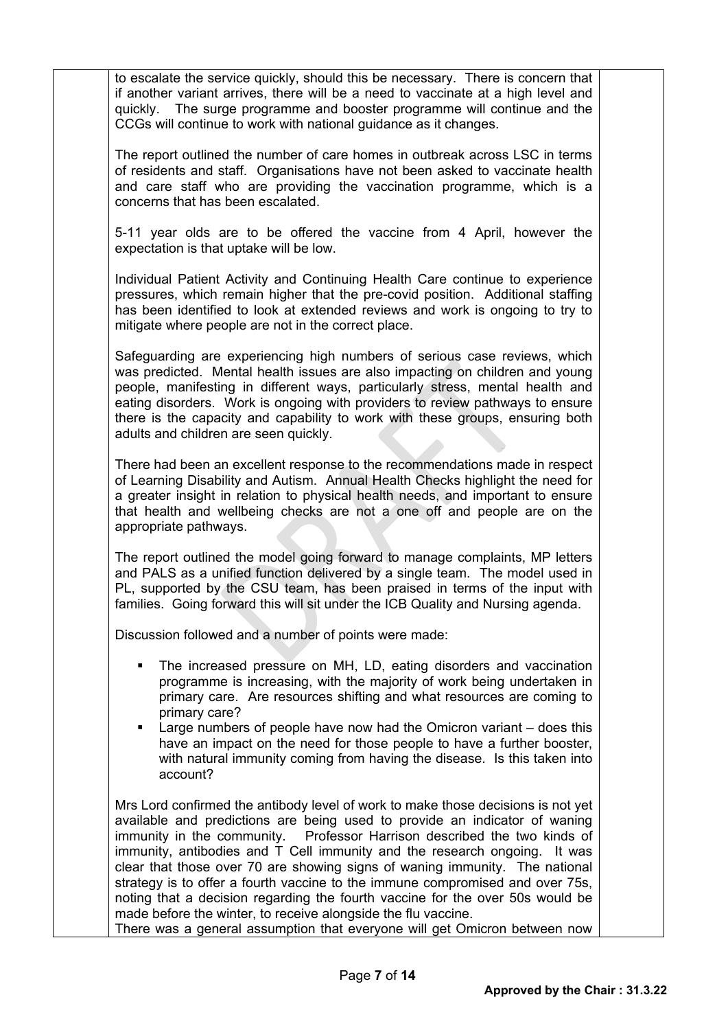to escalate the service quickly, should this be necessary. There is concern that if another variant arrives, there will be a need to vaccinate at a high level and quickly. The surge programme and booster programme will continue and the CCGs will continue to work with national guidance as it changes.

The report outlined the number of care homes in outbreak across LSC in terms of residents and staff. Organisations have not been asked to vaccinate health and care staff who are providing the vaccination programme, which is a concerns that has been escalated.

5-11 year olds are to be offered the vaccine from 4 April, however the expectation is that uptake will be low.

Individual Patient Activity and Continuing Health Care continue to experience pressures, which remain higher that the pre-covid position. Additional staffing has been identified to look at extended reviews and work is ongoing to try to mitigate where people are not in the correct place.

Safeguarding are experiencing high numbers of serious case reviews, which was predicted. Mental health issues are also impacting on children and young people, manifesting in different ways, particularly stress, mental health and eating disorders. Work is ongoing with providers to review pathways to ensure there is the capacity and capability to work with these groups, ensuring both adults and children are seen quickly.

There had been an excellent response to the recommendations made in respect of Learning Disability and Autism. Annual Health Checks highlight the need for a greater insight in relation to physical health needs, and important to ensure that health and wellbeing checks are not a one off and people are on the appropriate pathways.

The report outlined the model going forward to manage complaints, MP letters and PALS as a unified function delivered by a single team. The model used in PL, supported by the CSU team, has been praised in terms of the input with families. Going forward this will sit under the ICB Quality and Nursing agenda.

Discussion followed and a number of points were made:

- The increased pressure on MH, LD, eating disorders and vaccination programme is increasing, with the majority of work being undertaken in primary care. Are resources shifting and what resources are coming to primary care?
- Large numbers of people have now had the Omicron variant – does this have an impact on the need for those people to have a further booster, with natural immunity coming from having the disease. Is this taken into account?

Mrs Lord confirmed the antibody level of work to make those decisions is not yet available and predictions are being used to provide an indicator of waning immunity in the community. Professor Harrison described the two kinds of immunity, antibodies and T Cell immunity and the research ongoing. It was clear that those over 70 are showing signs of waning immunity. The national strategy is to offer a fourth vaccine to the immune compromised and over 75s, noting that a decision regarding the fourth vaccine for the over 50s would be made before the winter, to receive alongside the flu vaccine.
There was a general assumption that everyone will get Omicron between now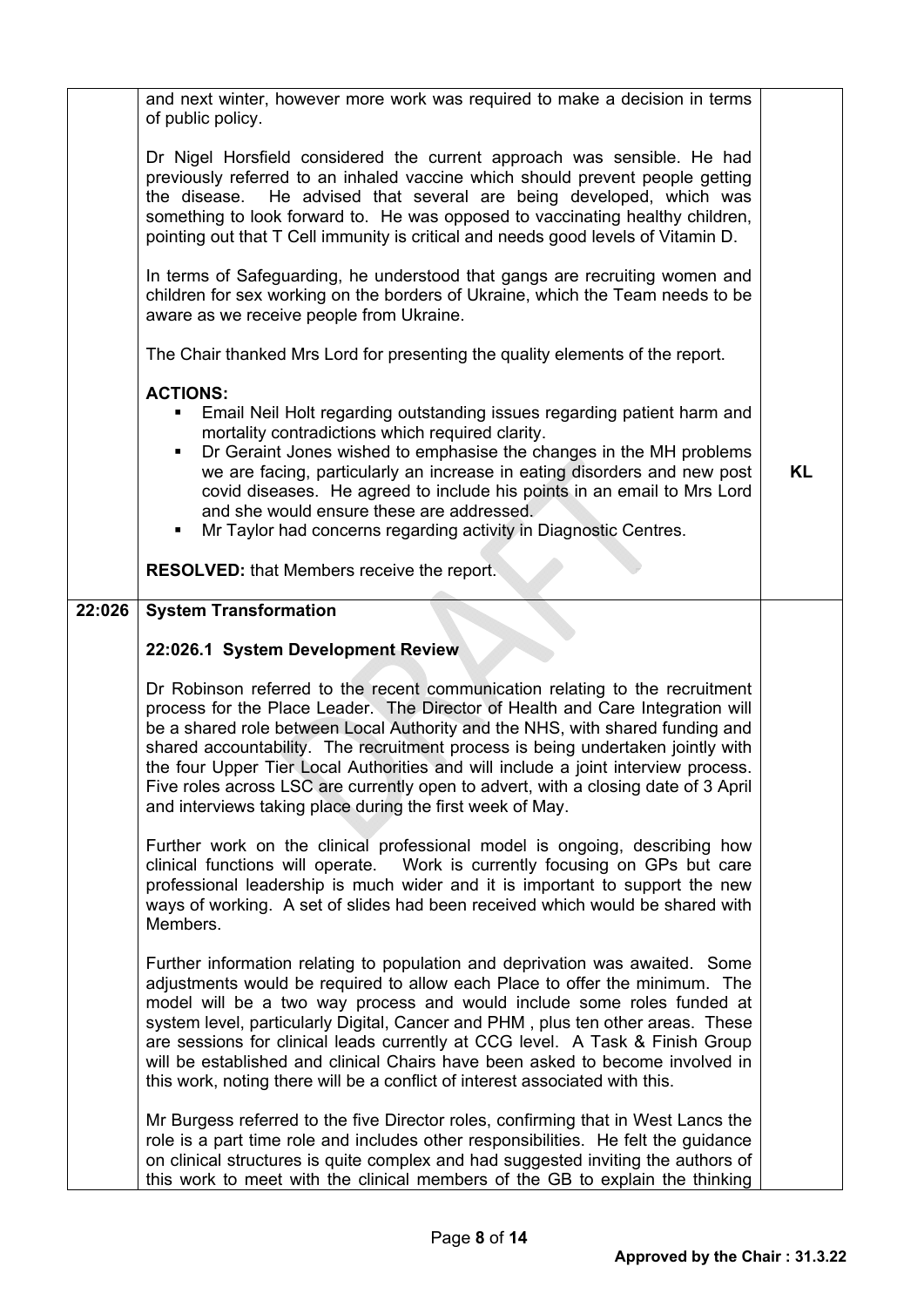| | | |
|---|---|---|
| | and next winter, however more work was required to make a decision in terms of public policy.<br><br>Dr Nigel Horsfield considered the current approach was sensible. He had previously referred to an inhaled vaccine which should prevent people getting the disease. He advised that several are being developed, which was something to look forward to. He was opposed to vaccinating healthy children, pointing out that T Cell immunity is critical and needs good levels of Vitamin D.<br><br>In terms of Safeguarding, he understood that gangs are recruiting women and children for sex working on the borders of Ukraine, which the Team needs to be aware as we receive people from Ukraine.<br><br>The Chair thanked Mrs Lord for presenting the quality elements of the report.<br><br>**ACTIONS:**<br>▪ Email Neil Holt regarding outstanding issues regarding patient harm and mortality contradictions which required clarity.<br>▪ Dr Geraint Jones wished to emphasise the changes in the MH problems we are facing, particularly an increase in eating disorders and new post covid diseases. He agreed to include his points in an email to Mrs Lord and she would ensure these are addressed.<br>▪ Mr Taylor had concerns regarding activity in Diagnostic Centres.<br><br>**RESOLVED:** that Members receive the report. | **KL** |
| **22:026** | **System Transformation**<br><br>**22:026.1 System Development Review**<br><br>Dr Robinson referred to the recent communication relating to the recruitment process for the Place Leader. The Director of Health and Care Integration will be a shared role between Local Authority and the NHS, with shared funding and shared accountability. The recruitment process is being undertaken jointly with the four Upper Tier Local Authorities and will include a joint interview process. Five roles across LSC are currently open to advert, with a closing date of 3 April and interviews taking place during the first week of May.<br><br>Further work on the clinical professional model is ongoing, describing how clinical functions will operate. Work is currently focusing on GPs but care professional leadership is much wider and it is important to support the new ways of working. A set of slides had been received which would be shared with Members.<br><br>Further information relating to population and deprivation was awaited. Some adjustments would be required to allow each Place to offer the minimum. The model will be a two way process and would include some roles funded at system level, particularly Digital, Cancer and PHM , plus ten other areas. These are sessions for clinical leads currently at CCG level. A Task & Finish Group will be established and clinical Chairs have been asked to become involved in this work, noting there will be a conflict of interest associated with this.<br><br>Mr Burgess referred to the five Director roles, confirming that in West Lancs the role is a part time role and includes other responsibilities. He felt the guidance on clinical structures is quite complex and had suggested inviting the authors of this work to meet with the clinical members of the GB to explain the thinking | |

**Approved by the Chair : 31.3.22**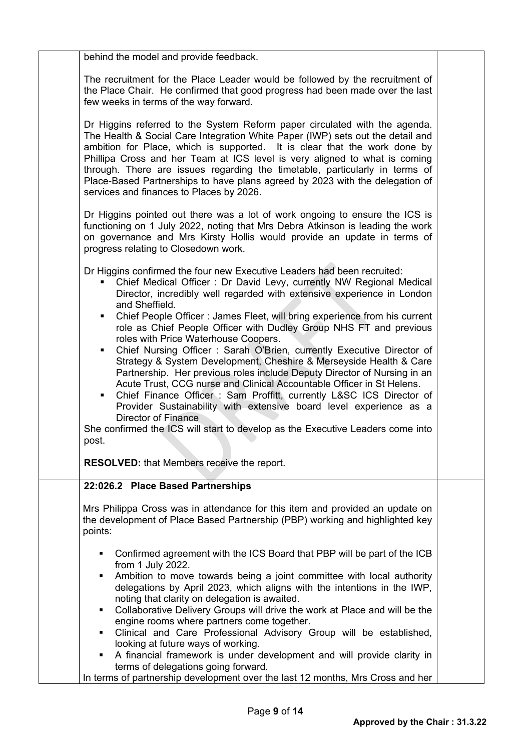behind the model and provide feedback.

The recruitment for the Place Leader would be followed by the recruitment of the Place Chair. He confirmed that good progress had been made over the last few weeks in terms of the way forward.

Dr Higgins referred to the System Reform paper circulated with the agenda. The Health & Social Care Integration White Paper (IWP) sets out the detail and ambition for Place, which is supported. It is clear that the work done by Phillipa Cross and her Team at ICS level is very aligned to what is coming through. There are issues regarding the timetable, particularly in terms of Place-Based Partnerships to have plans agreed by 2023 with the delegation of services and finances to Places by 2026.

Dr Higgins pointed out there was a lot of work ongoing to ensure the ICS is functioning on 1 July 2022, noting that Mrs Debra Atkinson is leading the work on governance and Mrs Kirsty Hollis would provide an update in terms of progress relating to Closedown work.

Dr Higgins confirmed the four new Executive Leaders had been recruited:

- Chief Medical Officer : Dr David Levy, currently NW Regional Medical Director, incredibly well regarded with extensive experience in London and Sheffield.
- Chief People Officer : James Fleet, will bring experience from his current role as Chief People Officer with Dudley Group NHS FT and previous roles with Price Waterhouse Coopers.
- Chief Nursing Officer : Sarah O'Brien, currently Executive Director of Strategy & System Development, Cheshire & Merseyside Health & Care Partnership. Her previous roles include Deputy Director of Nursing in an Acute Trust, CCG nurse and Clinical Accountable Officer in St Helens.
- Chief Finance Officer : Sam Proffitt, currently L&SC ICS Director of Provider Sustainability with extensive board level experience as a Director of Finance

She confirmed the ICS will start to develop as the Executive Leaders come into post.

**RESOLVED:** that Members receive the report.

**22:026.2 Place Based Partnerships**

Mrs Philippa Cross was in attendance for this item and provided an update on the development of Place Based Partnership (PBP) working and highlighted key points:

- Confirmed agreement with the ICS Board that PBP will be part of the ICB from 1 July 2022.
- Ambition to move towards being a joint committee with local authority delegations by April 2023, which aligns with the intentions in the IWP, noting that clarity on delegation is awaited.
- Collaborative Delivery Groups will drive the work at Place and will be the engine rooms where partners come together.
- Clinical and Care Professional Advisory Group will be established, looking at future ways of working.
- A financial framework is under development and will provide clarity in terms of delegations going forward.

In terms of partnership development over the last 12 months, Mrs Cross and her

**Approved by the Chair : 31.3.22**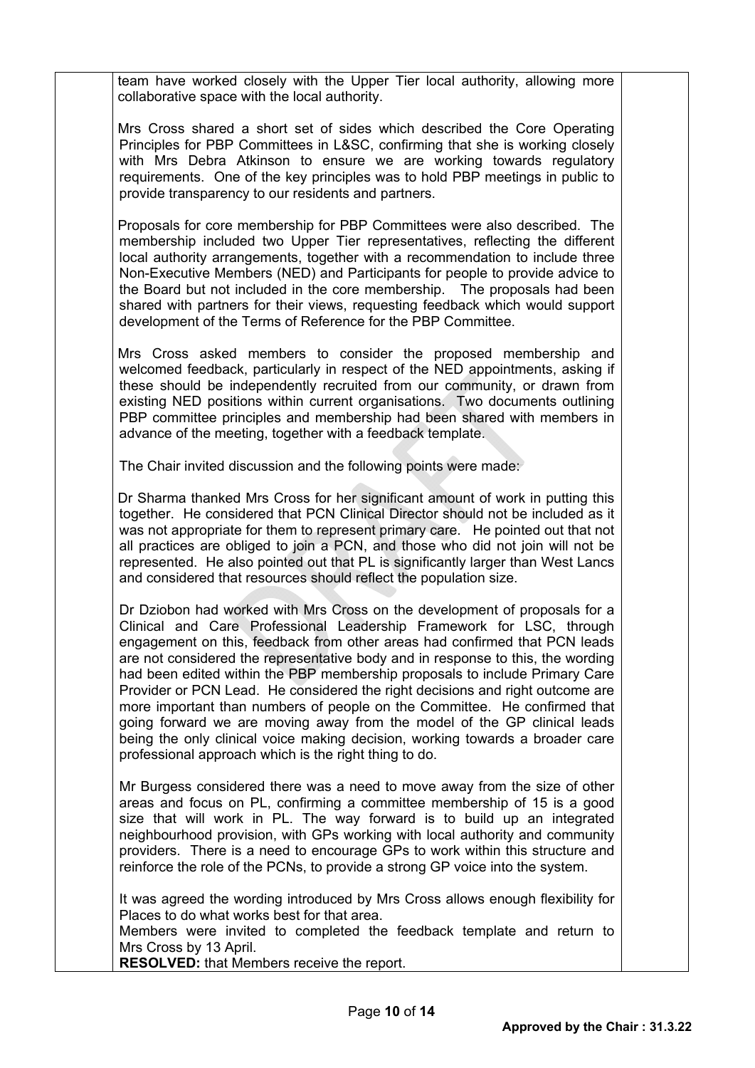team have worked closely with the Upper Tier local authority, allowing more collaborative space with the local authority.

Mrs Cross shared a short set of sides which described the Core Operating Principles for PBP Committees in L&SC, confirming that she is working closely with Mrs Debra Atkinson to ensure we are working towards regulatory requirements. One of the key principles was to hold PBP meetings in public to provide transparency to our residents and partners.

Proposals for core membership for PBP Committees were also described. The membership included two Upper Tier representatives, reflecting the different local authority arrangements, together with a recommendation to include three Non-Executive Members (NED) and Participants for people to provide advice to the Board but not included in the core membership. The proposals had been shared with partners for their views, requesting feedback which would support development of the Terms of Reference for the PBP Committee.

Mrs Cross asked members to consider the proposed membership and welcomed feedback, particularly in respect of the NED appointments, asking if these should be independently recruited from our community, or drawn from existing NED positions within current organisations. Two documents outlining PBP committee principles and membership had been shared with members in advance of the meeting, together with a feedback template.

The Chair invited discussion and the following points were made:

Dr Sharma thanked Mrs Cross for her significant amount of work in putting this together. He considered that PCN Clinical Director should not be included as it was not appropriate for them to represent primary care. He pointed out that not all practices are obliged to join a PCN, and those who did not join will not be represented. He also pointed out that PL is significantly larger than West Lancs and considered that resources should reflect the population size.

Dr Dziobon had worked with Mrs Cross on the development of proposals for a Clinical and Care Professional Leadership Framework for LSC, through engagement on this, feedback from other areas had confirmed that PCN leads are not considered the representative body and in response to this, the wording had been edited within the PBP membership proposals to include Primary Care Provider or PCN Lead. He considered the right decisions and right outcome are more important than numbers of people on the Committee. He confirmed that going forward we are moving away from the model of the GP clinical leads being the only clinical voice making decision, working towards a broader care professional approach which is the right thing to do.

Mr Burgess considered there was a need to move away from the size of other areas and focus on PL, confirming a committee membership of 15 is a good size that will work in PL. The way forward is to build up an integrated neighbourhood provision, with GPs working with local authority and community providers. There is a need to encourage GPs to work within this structure and reinforce the role of the PCNs, to provide a strong GP voice into the system.

It was agreed the wording introduced by Mrs Cross allows enough flexibility for Places to do what works best for that area.
Members were invited to completed the feedback template and return to Mrs Cross by 13 April.
**RESOLVED:** that Members receive the report.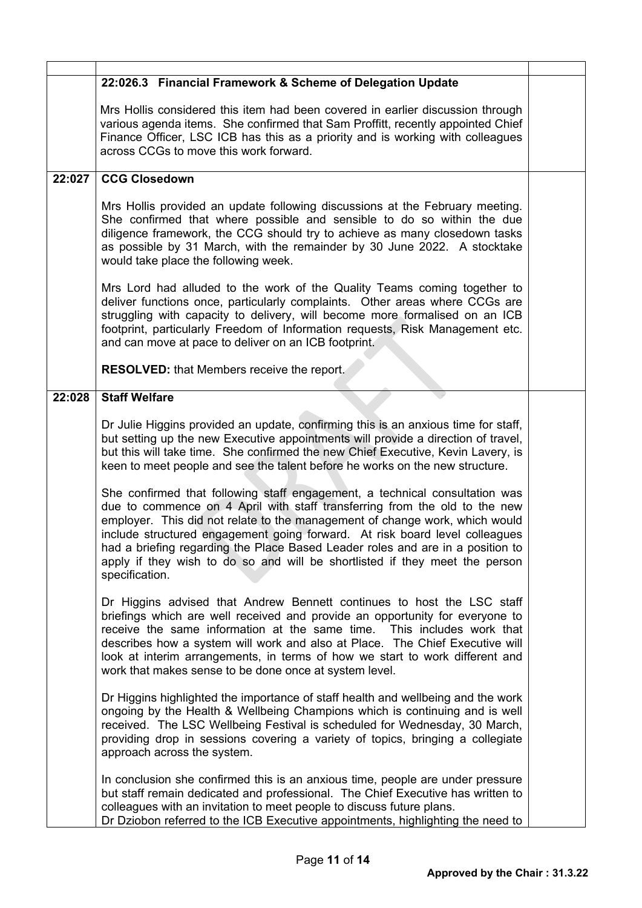| | | |
|---|---|---|
| | **22:026.3 Financial Framework & Scheme of Delegation Update**<br><br>Mrs Hollis considered this item had been covered in earlier discussion through various agenda items. She confirmed that Sam Proffitt, recently appointed Chief Finance Officer, LSC ICB has this as a priority and is working with colleagues across CCGs to move this work forward. | |
| **22:027** | **CCG Closedown**<br><br>Mrs Hollis provided an update following discussions at the February meeting. She confirmed that where possible and sensible to do so within the due diligence framework, the CCG should try to achieve as many closedown tasks as possible by 31 March, with the remainder by 30 June 2022. A stocktake would take place the following week.<br><br>Mrs Lord had alluded to the work of the Quality Teams coming together to deliver functions once, particularly complaints. Other areas where CCGs are struggling with capacity to delivery, will become more formalised on an ICB footprint, particularly Freedom of Information requests, Risk Management etc. and can move at pace to deliver on an ICB footprint.<br><br>**RESOLVED:** that Members receive the report. | |
| **22:028** | **Staff Welfare**<br><br>Dr Julie Higgins provided an update, confirming this is an anxious time for staff, but setting up the new Executive appointments will provide a direction of travel, but this will take time. She confirmed the new Chief Executive, Kevin Lavery, is keen to meet people and see the talent before he works on the new structure.<br><br>She confirmed that following staff engagement, a technical consultation was due to commence on 4 April with staff transferring from the old to the new employer. This did not relate to the management of change work, which would include structured engagement going forward. At risk board level colleagues had a briefing regarding the Place Based Leader roles and are in a position to apply if they wish to do so and will be shortlisted if they meet the person specification.<br><br>Dr Higgins advised that Andrew Bennett continues to host the LSC staff briefings which are well received and provide an opportunity for everyone to receive the same information at the same time. This includes work that describes how a system will work and also at Place. The Chief Executive will look at interim arrangements, in terms of how we start to work different and work that makes sense to be done once at system level.<br><br>Dr Higgins highlighted the importance of staff health and wellbeing and the work ongoing by the Health & Wellbeing Champions which is continuing and is well received. The LSC Wellbeing Festival is scheduled for Wednesday, 30 March, providing drop in sessions covering a variety of topics, bringing a collegiate approach across the system.<br><br>In conclusion she confirmed this is an anxious time, people are under pressure but staff remain dedicated and professional. The Chief Executive has written to colleagues with an invitation to meet people to discuss future plans.<br>Dr Dziobon referred to the ICB Executive appointments, highlighting the need to | |

**Approved by the Chair : 31.3.22**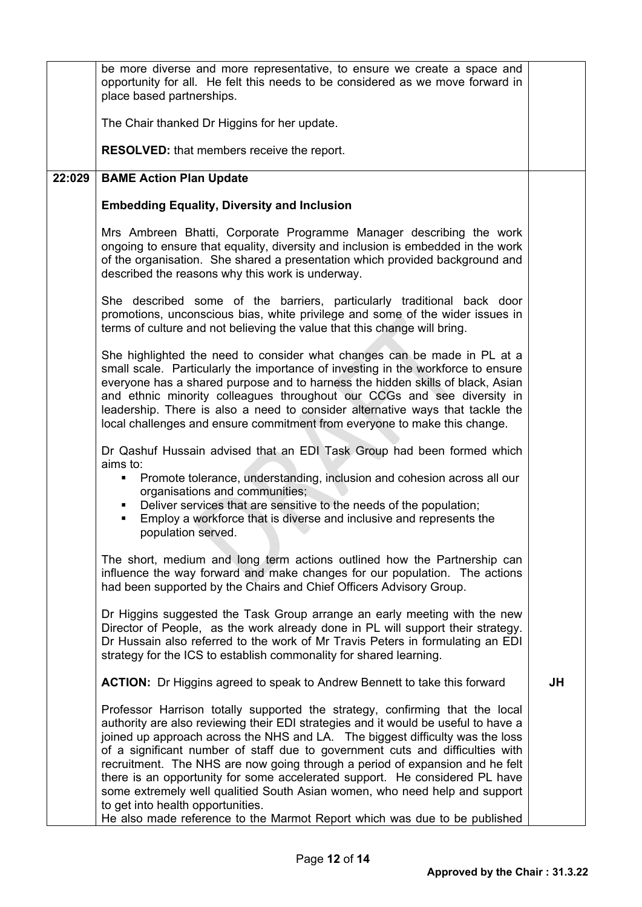| | | |
|---|---|---|
| | be more diverse and more representative, to ensure we create a space and opportunity for all. He felt this needs to be considered as we move forward in place based partnerships.<br><br>The Chair thanked Dr Higgins for her update.<br><br>**RESOLVED:** that members receive the report. | |
| **22:029** | **BAME Action Plan Update**<br><br>**Embedding Equality, Diversity and Inclusion**<br><br>Mrs Ambreen Bhatti, Corporate Programme Manager describing the work ongoing to ensure that equality, diversity and inclusion is embedded in the work of the organisation. She shared a presentation which provided background and described the reasons why this work is underway.<br><br>She described some of the barriers, particularly traditional back door promotions, unconscious bias, white privilege and some of the wider issues in terms of culture and not believing the value that this change will bring.<br><br>She highlighted the need to consider what changes can be made in PL at a small scale. Particularly the importance of investing in the workforce to ensure everyone has a shared purpose and to harness the hidden skills of black, Asian and ethnic minority colleagues throughout our CCGs and see diversity in leadership. There is also a need to consider alternative ways that tackle the local challenges and ensure commitment from everyone to make this change.<br><br>Dr Qashuf Hussain advised that an EDI Task Group had been formed which aims to:<br>▪ Promote tolerance, understanding, inclusion and cohesion across all our organisations and communities;<br>▪ Deliver services that are sensitive to the needs of the population;<br>▪ Employ a workforce that is diverse and inclusive and represents the population served.<br><br>The short, medium and long term actions outlined how the Partnership can influence the way forward and make changes for our population. The actions had been supported by the Chairs and Chief Officers Advisory Group.<br><br>Dr Higgins suggested the Task Group arrange an early meeting with the new Director of People, as the work already done in PL will support their strategy. Dr Hussain also referred to the work of Mr Travis Peters in formulating an EDI strategy for the ICS to establish commonality for shared learning.<br><br>**ACTION:** Dr Higgins agreed to speak to Andrew Bennett to take this forward<br><br>Professor Harrison totally supported the strategy, confirming that the local authority are also reviewing their EDI strategies and it would be useful to have a joined up approach across the NHS and LA. The biggest difficulty was the loss of a significant number of staff due to government cuts and difficulties with recruitment. The NHS are now going through a period of expansion and he felt there is an opportunity for some accelerated support. He considered PL have some extremely well qualitied South Asian women, who need help and support to get into health opportunities.<br>He also made reference to the Marmot Report which was due to be published | **JH** |

Approved by the Chair : 31.3.22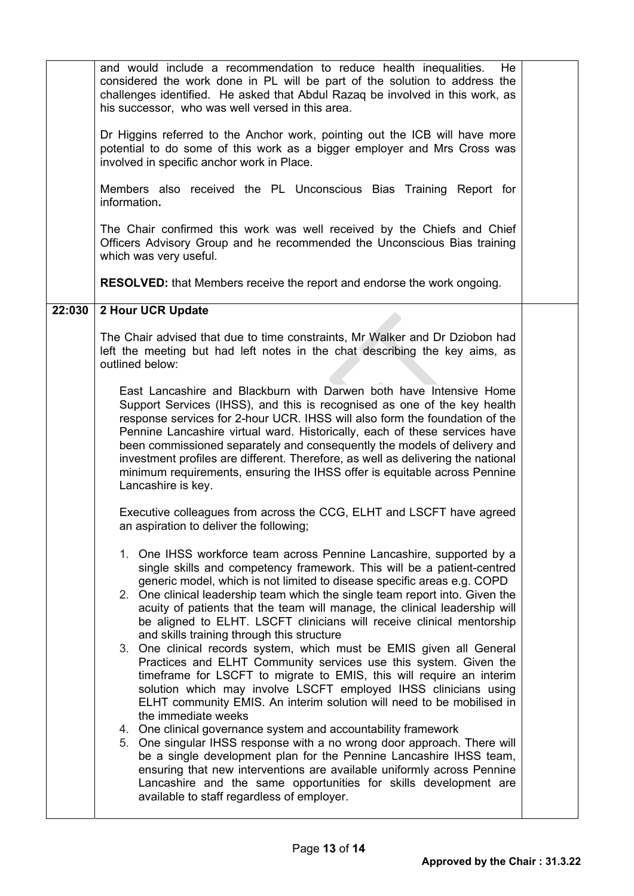| | | |
|---|---|---|
| | and would include a recommendation to reduce health inequalities. He considered the work done in PL will be part of the solution to address the challenges identified. He asked that Abdul Razaq be involved in this work, as his successor, who was well versed in this area.<br><br>Dr Higgins referred to the Anchor work, pointing out the ICB will have more potential to do some of this work as a bigger employer and Mrs Cross was involved in specific anchor work in Place.<br><br>Members also received the PL Unconscious Bias Training Report for information**.**<br><br>The Chair confirmed this work was well received by the Chiefs and Chief Officers Advisory Group and he recommended the Unconscious Bias training which was very useful.<br><br>**RESOLVED:** that Members receive the report and endorse the work ongoing. | |
| **22:030** | **2 Hour UCR Update**<br><br>The Chair advised that due to time constraints, Mr Walker and Dr Dziobon had left the meeting but had left notes in the chat describing the key aims, as outlined below:<br><br>East Lancashire and Blackburn with Darwen both have Intensive Home Support Services (IHSS), and this is recognised as one of the key health response services for 2-hour UCR. IHSS will also form the foundation of the Pennine Lancashire virtual ward. Historically, each of these services have been commissioned separately and consequently the models of delivery and investment profiles are different. Therefore, as well as delivering the national minimum requirements, ensuring the IHSS offer is equitable across Pennine Lancashire is key.<br><br>Executive colleagues from across the CCG, ELHT and LSCFT have agreed an aspiration to deliver the following;<br><br>1. One IHSS workforce team across Pennine Lancashire, supported by a single skills and competency framework. This will be a patient-centred generic model, which is not limited to disease specific areas e.g. COPD<br>2. One clinical leadership team which the single team report into. Given the acuity of patients that the team will manage, the clinical leadership will be aligned to ELHT. LSCFT clinicians will receive clinical mentorship and skills training through this structure<br>3. One clinical records system, which must be EMIS given all General Practices and ELHT Community services use this system. Given the timeframe for LSCFT to migrate to EMIS, this will require an interim solution which may involve LSCFT employed IHSS clinicians using ELHT community EMIS. An interim solution will need to be mobilised in the immediate weeks<br>4. One clinical governance system and accountability framework<br>5. One singular IHSS response with a no wrong door approach. There will be a single development plan for the Pennine Lancashire IHSS team, ensuring that new interventions are available uniformly across Pennine Lancashire and the same opportunities for skills development are available to staff regardless of employer. | |

**Approved by the Chair : 31.3.22**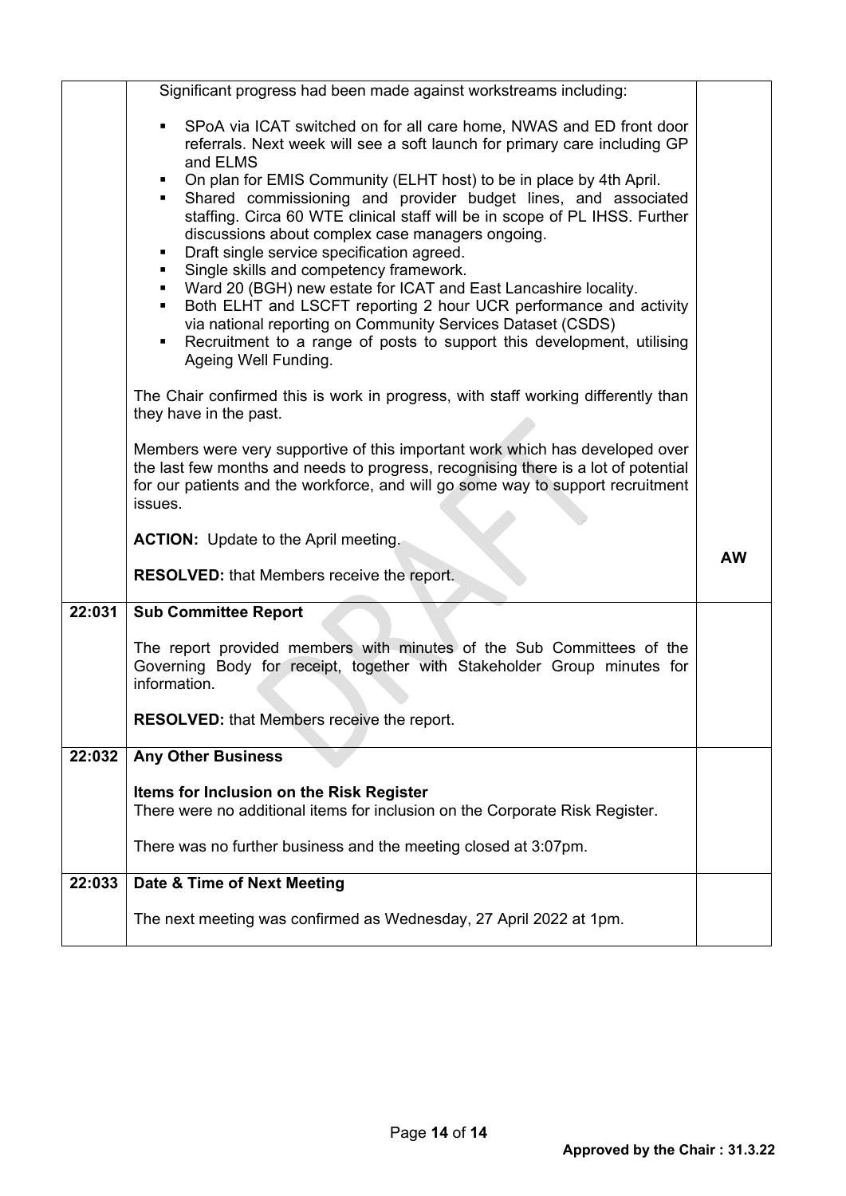| | | |
|---|---|---|
| | Significant progress had been made against workstreams including:<br><br>- SPoA via ICAT switched on for all care home, NWAS and ED front door referrals. Next week will see a soft launch for primary care including GP and ELMS<br>- On plan for EMIS Community (ELHT host) to be in place by 4th April.<br>- Shared commissioning and provider budget lines, and associated staffing. Circa 60 WTE clinical staff will be in scope of PL IHSS. Further discussions about complex case managers ongoing.<br>- Draft single service specification agreed.<br>- Single skills and competency framework.<br>- Ward 20 (BGH) new estate for ICAT and East Lancashire locality.<br>- Both ELHT and LSCFT reporting 2 hour UCR performance and activity via national reporting on Community Services Dataset (CSDS)<br>- Recruitment to a range of posts to support this development, utilising Ageing Well Funding.<br><br>The Chair confirmed this is work in progress, with staff working differently than they have in the past.<br><br>Members were very supportive of this important work which has developed over the last few months and needs to progress, recognising there is a lot of potential for our patients and the workforce, and will go some way to support recruitment issues.<br><br>**ACTION:** Update to the April meeting.<br><br>**RESOLVED:** that Members receive the report. | **AW** |
| **22:031** | **Sub Committee Report**<br><br>The report provided members with minutes of the Sub Committees of the Governing Body for receipt, together with Stakeholder Group minutes for information.<br><br>**RESOLVED:** that Members receive the report. | |
| **22:032** | **Any Other Business**<br><br>**Items for Inclusion on the Risk Register**<br>There were no additional items for inclusion on the Corporate Risk Register.<br><br>There was no further business and the meeting closed at 3:07pm. | |
| **22:033** | **Date & Time of Next Meeting**<br><br>The next meeting was confirmed as Wednesday, 27 April 2022 at 1pm. | |

**Approved by the Chair : 31.3.22**